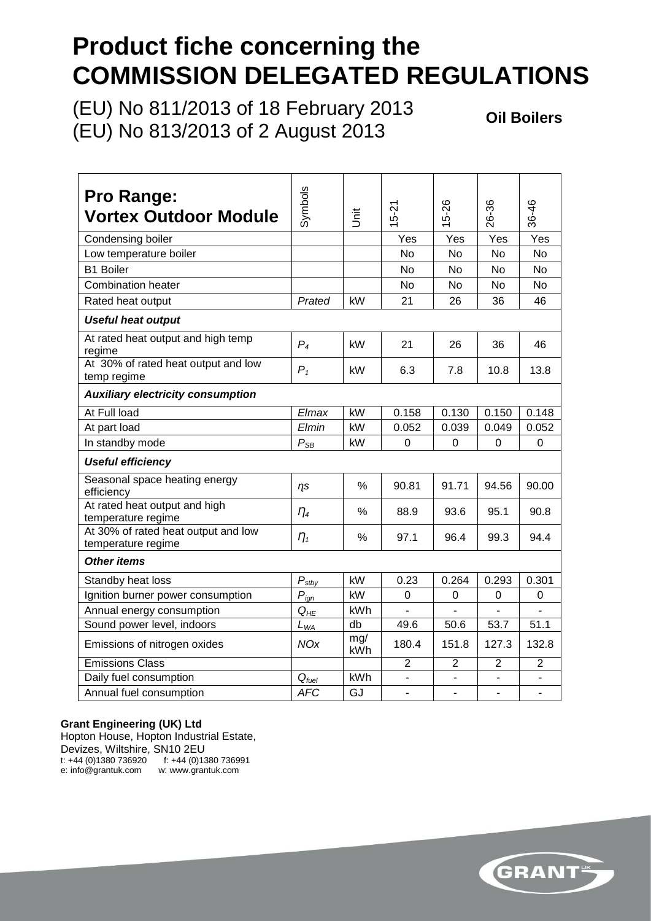# Product fiche concerning the COMMISSION DELEGATED REGULATIONS

(EU) No 811/2013 of 18 February 2013
(EU) No 813/2013 of 2 August 2013

**Oil Boilers**

| **Pro Range: Vortex Outdoor Module** | Symbols | Unit | 15-21 | 15-26 | 26-36 | 36-46 |
|---|---|---|---|---|---|---|
| Condensing boiler | | | Yes | Yes | Yes | Yes |
| Low temperature boiler | | | No | No | No | No |
| B1 Boiler | | | No | No | No | No |
| Combination heater | | | No | No | No | No |
| Rated heat output | *Prated* | kW | 21 | 26 | 36 | 46 |
| ***Useful heat output*** | | | | | | |
| At rated heat output and high temp regime | $P_4$ | kW | 21 | 26 | 36 | 46 |
| At 30% of rated heat output and low temp regime | $P_1$ | kW | 6.3 | 7.8 | 10.8 | 13.8 |
| ***Auxiliary electricity consumption*** | | | | | | |
| At Full load | *Elmax* | kW | 0.158 | 0.130 | 0.150 | 0.148 |
| At part load | *Elmin* | kW | 0.052 | 0.039 | 0.049 | 0.052 |
| In standby mode | $P_{SB}$ | kW | 0 | 0 | 0 | 0 |
| ***Useful efficiency*** | | | | | | |
| Seasonal space heating energy efficiency | $\eta s$ | % | 90.81 | 91.71 | 94.56 | 90.00 |
| At rated heat output and high temperature regime | $\eta_4$ | % | 88.9 | 93.6 | 95.1 | 90.8 |
| At 30% of rated heat output and low temperature regime | $\eta_1$ | % | 97.1 | 96.4 | 99.3 | 94.4 |
| ***Other items*** | | | | | | |
| Standby heat loss | $P_{stby}$ | kW | 0.23 | 0.264 | 0.293 | 0.301 |
| Ignition burner power consumption | $P_{ign}$ | kW | 0 | 0 | 0 | 0 |
| Annual energy consumption | $Q_{HE}$ | kWh | - | - | - | - |
| Sound power level, indoors | $L_{WA}$ | db | 49.6 | 50.6 | 53.7 | 51.1 |
| Emissions of nitrogen oxides | *NOx* | mg/kWh | 180.4 | 151.8 | 127.3 | 132.8 |
| Emissions Class | | | 2 | 2 | 2 | 2 |
| Daily fuel consumption | $Q_{fuel}$ | kWh | - | - | - | - |
| Annual fuel consumption | *AFC* | GJ | - | - | - | - |

**Grant Engineering (UK) Ltd**
Hopton House, Hopton Industrial Estate,
Devizes, Wiltshire, SN10 2EU
t: +44 (0)1380 736920 f: +44 (0)1380 736991
e: info@grantuk.com w: www.grantuk.com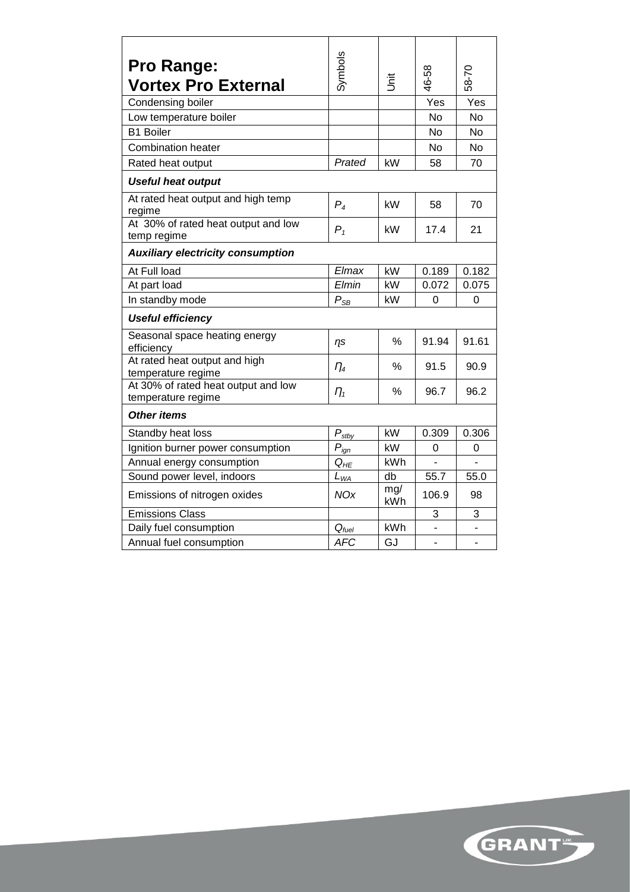| **Pro Range: Vortex Pro External** | Symbols | Unit | 46-58 | 58-70 |
|---|---|---|---|---|
| Condensing boiler | | | Yes | Yes |
| Low temperature boiler | | | No | No |
| B1 Boiler | | | No | No |
| Combination heater | | | No | No |
| Rated heat output | *Prated* | kW | 58 | 70 |
| ***Useful heat output*** | | | | |
| At rated heat output and high temp regime | $P_4$ | kW | 58 | 70 |
| At 30% of rated heat output and low temp regime | $P_1$ | kW | 17.4 | 21 |
| ***Auxiliary electricity consumption*** | | | | |
| At Full load | *Elmax* | kW | 0.189 | 0.182 |
| At part load | *Elmin* | kW | 0.072 | 0.075 |
| In standby mode | $P_{SB}$ | kW | 0 | 0 |
| ***Useful efficiency*** | | | | |
| Seasonal space heating energy efficiency | $\eta s$ | % | 91.94 | 91.61 |
| At rated heat output and high temperature regime | $\eta_4$ | % | 91.5 | 90.9 |
| At 30% of rated heat output and low temperature regime | $\eta_1$ | % | 96.7 | 96.2 |
| ***Other items*** | | | | |
| Standby heat loss | $P_{stby}$ | kW | 0.309 | 0.306 |
| Ignition burner power consumption | $P_{ign}$ | kW | 0 | 0 |
| Annual energy consumption | $Q_{HE}$ | kWh | - | - |
| Sound power level, indoors | $L_{WA}$ | db | 55.7 | 55.0 |
| Emissions of nitrogen oxides | *NOx* | mg/kWh | 106.9 | 98 |
| Emissions Class | | | 3 | 3 |
| Daily fuel consumption | $Q_{fuel}$ | kWh | - | - |
| Annual fuel consumption | *AFC* | GJ | - | - |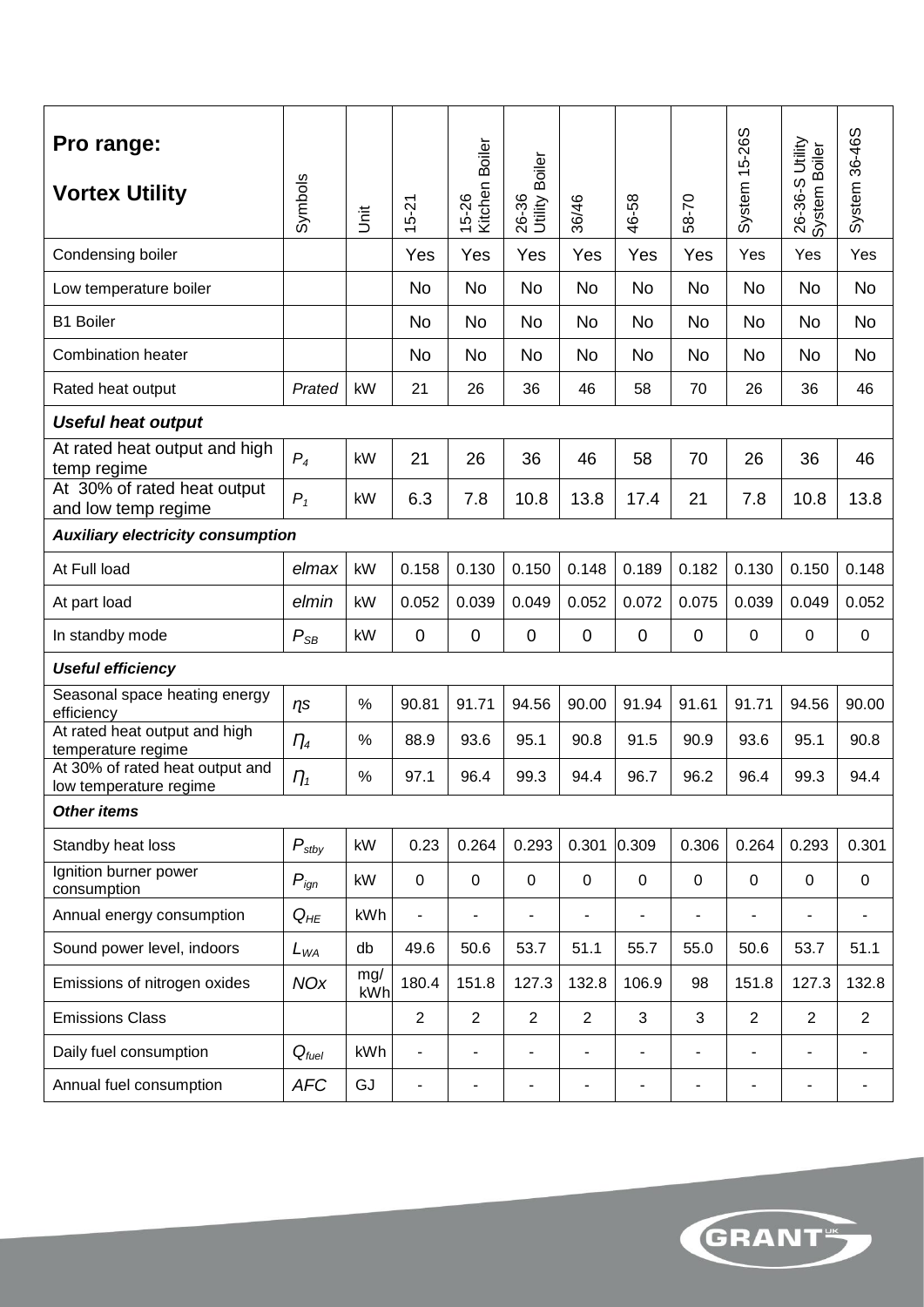| **Pro range: Vortex Utility** | Symbols | Unit | 15-21 | 15-26 Kitchen Boiler | 26-36 Utility Boiler | 36/46 | 46-58 | 58-70 | System 15-26S | 26-36-S Utility System Boiler | System 36-46S |
|---|---|---|---|---|---|---|---|---|---|---|---|
| Condensing boiler | | | Yes | Yes | Yes | Yes | Yes | Yes | Yes | Yes | Yes |
| Low temperature boiler | | | No | No | No | No | No | No | No | No | No |
| B1 Boiler | | | No | No | No | No | No | No | No | No | No |
| Combination heater | | | No | No | No | No | No | No | No | No | No |
| Rated heat output | *Prated* | kW | 21 | 26 | 36 | 46 | 58 | 70 | 26 | 36 | 46 |
| ***Useful heat output*** | | | | | | | | | | | |
| At rated heat output and high temp regime | $P_4$ | kW | 21 | 26 | 36 | 46 | 58 | 70 | 26 | 36 | 46 |
| At 30% of rated heat output and low temp regime | $P_1$ | kW | 6.3 | 7.8 | 10.8 | 13.8 | 17.4 | 21 | 7.8 | 10.8 | 13.8 |
| ***Auxiliary electricity consumption*** | | | | | | | | | | | |
| At Full load | *elmax* | kW | 0.158 | 0.130 | 0.150 | 0.148 | 0.189 | 0.182 | 0.130 | 0.150 | 0.148 |
| At part load | *elmin* | kW | 0.052 | 0.039 | 0.049 | 0.052 | 0.072 | 0.075 | 0.039 | 0.049 | 0.052 |
| In standby mode | $P_{SB}$ | kW | 0 | 0 | 0 | 0 | 0 | 0 | 0 | 0 | 0 |
| ***Useful efficiency*** | | | | | | | | | | | |
| Seasonal space heating energy efficiency | $\eta s$ | % | 90.81 | 91.71 | 94.56 | 90.00 | 91.94 | 91.61 | 91.71 | 94.56 | 90.00 |
| At rated heat output and high temperature regime | $\eta_4$ | % | 88.9 | 93.6 | 95.1 | 90.8 | 91.5 | 90.9 | 93.6 | 95.1 | 90.8 |
| At 30% of rated heat output and low temperature regime | $\eta_1$ | % | 97.1 | 96.4 | 99.3 | 94.4 | 96.7 | 96.2 | 96.4 | 99.3 | 94.4 |
| ***Other items*** | | | | | | | | | | | |
| Standby heat loss | $P_{stby}$ | kW | 0.23 | 0.264 | 0.293 | 0.301 | 0.309 | 0.306 | 0.264 | 0.293 | 0.301 |
| Ignition burner power consumption | $P_{ign}$ | kW | 0 | 0 | 0 | 0 | 0 | 0 | 0 | 0 | 0 |
| Annual energy consumption | $Q_{HE}$ | kWh | - | - | - | - | - | - | - | - | - |
| Sound power level, indoors | $L_{WA}$ | db | 49.6 | 50.6 | 53.7 | 51.1 | 55.7 | 55.0 | 50.6 | 53.7 | 51.1 |
| Emissions of nitrogen oxides | *NOx* | mg/kWh | 180.4 | 151.8 | 127.3 | 132.8 | 106.9 | 98 | 151.8 | 127.3 | 132.8 |
| Emissions Class | | | 2 | 2 | 2 | 2 | 3 | 3 | 2 | 2 | 2 |
| Daily fuel consumption | $Q_{fuel}$ | kWh | - | - | - | - | - | - | - | - | - |
| Annual fuel consumption | *AFC* | GJ | - | - | - | - | - | - | - | - | - |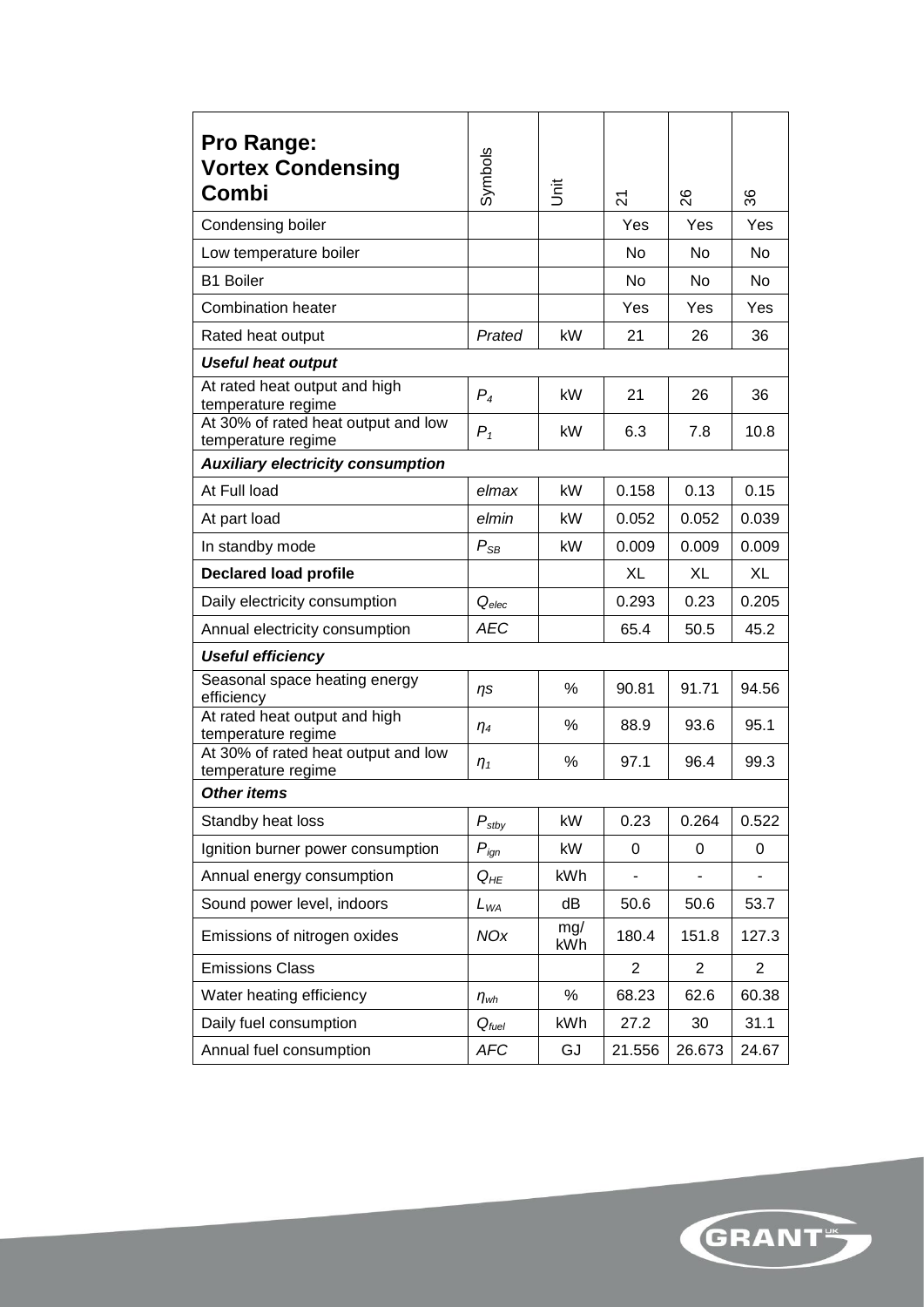| **Pro Range: Vortex Condensing Combi** | Symbols | Unit | 21 | 26 | 36 |
|---|---|---|---|---|---|
| Condensing boiler | | | Yes | Yes | Yes |
| Low temperature boiler | | | No | No | No |
| B1 Boiler | | | No | No | No |
| Combination heater | | | Yes | Yes | Yes |
| Rated heat output | *Prated* | kW | 21 | 26 | 36 |
| ***Useful heat output*** | | | | | |
| At rated heat output and high temperature regime | $P_4$ | kW | 21 | 26 | 36 |
| At 30% of rated heat output and low temperature regime | $P_1$ | kW | 6.3 | 7.8 | 10.8 |
| ***Auxiliary electricity consumption*** | | | | | |
| At Full load | *elmax* | kW | 0.158 | 0.13 | 0.15 |
| At part load | *elmin* | kW | 0.052 | 0.052 | 0.039 |
| In standby mode | $P_{SB}$ | kW | 0.009 | 0.009 | 0.009 |
| **Declared load profile** | | | XL | XL | XL |
| Daily electricity consumption | $Q_{elec}$ | | 0.293 | 0.23 | 0.205 |
| Annual electricity consumption | *AEC* | | 65.4 | 50.5 | 45.2 |
| ***Useful efficiency*** | | | | | |
| Seasonal space heating energy efficiency | $\eta s$ | % | 90.81 | 91.71 | 94.56 |
| At rated heat output and high temperature regime | $\eta_4$ | % | 88.9 | 93.6 | 95.1 |
| At 30% of rated heat output and low temperature regime | $\eta_1$ | % | 97.1 | 96.4 | 99.3 |
| ***Other items*** | | | | | |
| Standby heat loss | $P_{stby}$ | kW | 0.23 | 0.264 | 0.522 |
| Ignition burner power consumption | $P_{ign}$ | kW | 0 | 0 | 0 |
| Annual energy consumption | $Q_{HE}$ | kWh | - | - | - |
| Sound power level, indoors | $L_{WA}$ | dB | 50.6 | 50.6 | 53.7 |
| Emissions of nitrogen oxides | *NOx* | mg/kWh | 180.4 | 151.8 | 127.3 |
| Emissions Class | | | 2 | 2 | 2 |
| Water heating efficiency | $\eta_{wh}$ | % | 68.23 | 62.6 | 60.38 |
| Daily fuel consumption | $Q_{fuel}$ | kWh | 27.2 | 30 | 31.1 |
| Annual fuel consumption | *AFC* | GJ | 21.556 | 26.673 | 24.67 |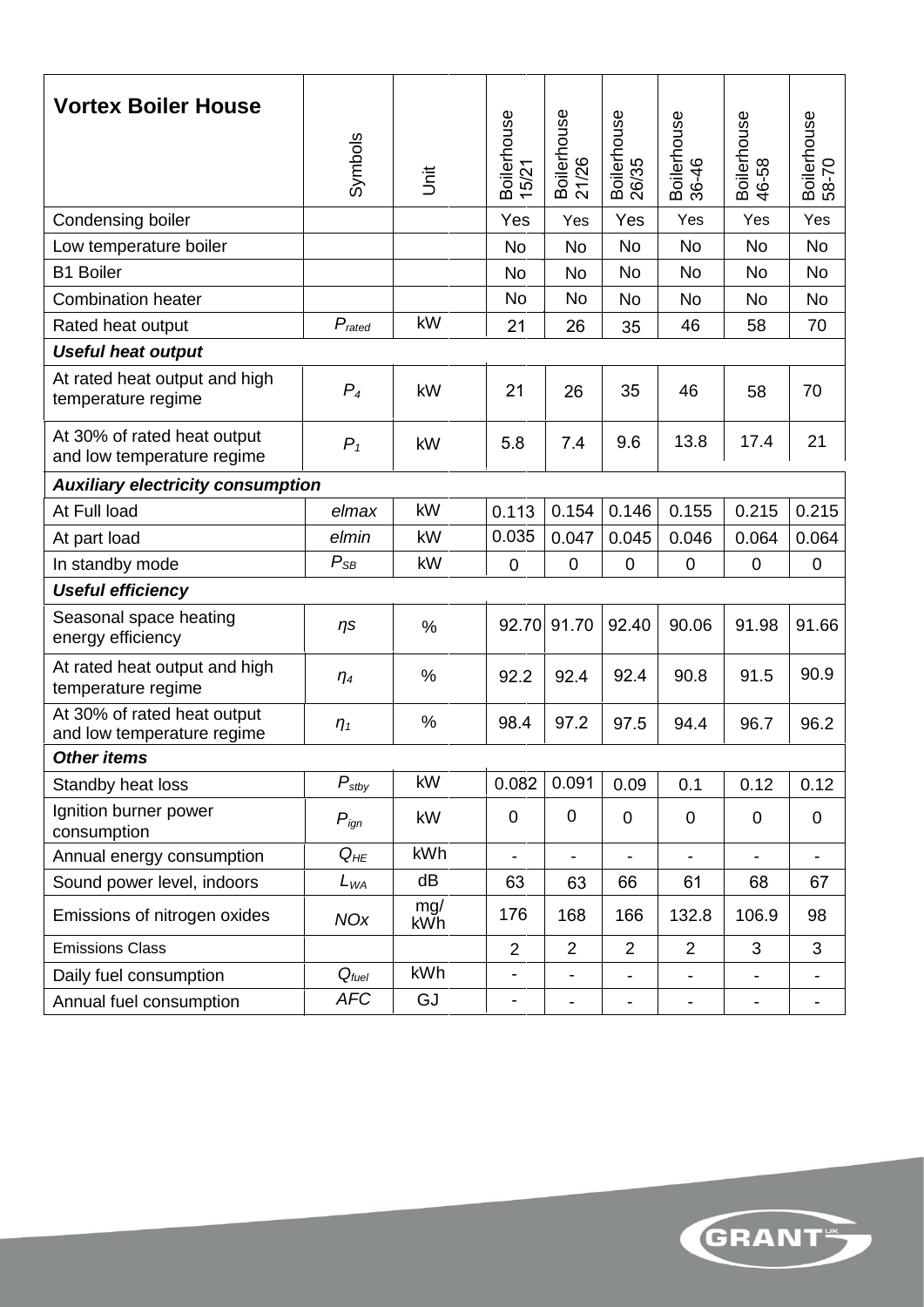| **Vortex Boiler House** | Symbols | Unit | Boilerhouse 15/21 | Boilerhouse 21/26 | Boilerhouse 26/35 | Boilerhouse 36-46 | Boilerhouse 46-58 | Boilerhouse 58-70 |
|---|---|---|---|---|---|---|---|---|
| Condensing boiler | | | Yes | Yes | Yes | Yes | Yes | Yes |
| Low temperature boiler | | | No | No | No | No | No | No |
| B1 Boiler | | | No | No | No | No | No | No |
| Combination heater | | | No | No | No | No | No | No |
| Rated heat output | $P_{rated}$ | kW | 21 | 26 | 35 | 46 | 58 | 70 |
| ***Useful heat output*** | | | | | | | | |
| At rated heat output and high temperature regime | $P_4$ | kW | 21 | 26 | 35 | 46 | 58 | 70 |
| At 30% of rated heat output and low temperature regime | $P_1$ | kW | 5.8 | 7.4 | 9.6 | 13.8 | 17.4 | 21 |
| ***Auxiliary electricity consumption*** | | | | | | | | |
| At Full load | *elmax* | kW | 0.113 | 0.154 | 0.146 | 0.155 | 0.215 | 0.215 |
| At part load | *elmin* | kW | 0.035 | 0.047 | 0.045 | 0.046 | 0.064 | 0.064 |
| In standby mode | $P_{SB}$ | kW | 0 | 0 | 0 | 0 | 0 | 0 |
| ***Useful efficiency*** | | | | | | | | |
| Seasonal space heating energy efficiency | $\eta s$ | % | 92.70 | 91.70 | 92.40 | 90.06 | 91.98 | 91.66 |
| At rated heat output and high temperature regime | $\eta_4$ | % | 92.2 | 92.4 | 92.4 | 90.8 | 91.5 | 90.9 |
| At 30% of rated heat output and low temperature regime | $\eta_1$ | % | 98.4 | 97.2 | 97.5 | 94.4 | 96.7 | 96.2 |
| ***Other items*** | | | | | | | | |
| Standby heat loss | $P_{stby}$ | kW | 0.082 | 0.091 | 0.09 | 0.1 | 0.12 | 0.12 |
| Ignition burner power consumption | $P_{ign}$ | kW | 0 | 0 | 0 | 0 | 0 | 0 |
| Annual energy consumption | $Q_{HE}$ | kWh | - | - | - | - | - | - |
| Sound power level, indoors | $L_{WA}$ | dB | 63 | 63 | 66 | 61 | 68 | 67 |
| Emissions of nitrogen oxides | *NOx* | mg/ kWh | 176 | 168 | 166 | 132.8 | 106.9 | 98 |
| Emissions Class | | | 2 | 2 | 2 | 2 | 3 | 3 |
| Daily fuel consumption | $Q_{fuel}$ | kWh | - | - | - | - | - | - |
| Annual fuel consumption | *AFC* | GJ | - | - | - | - | - | - |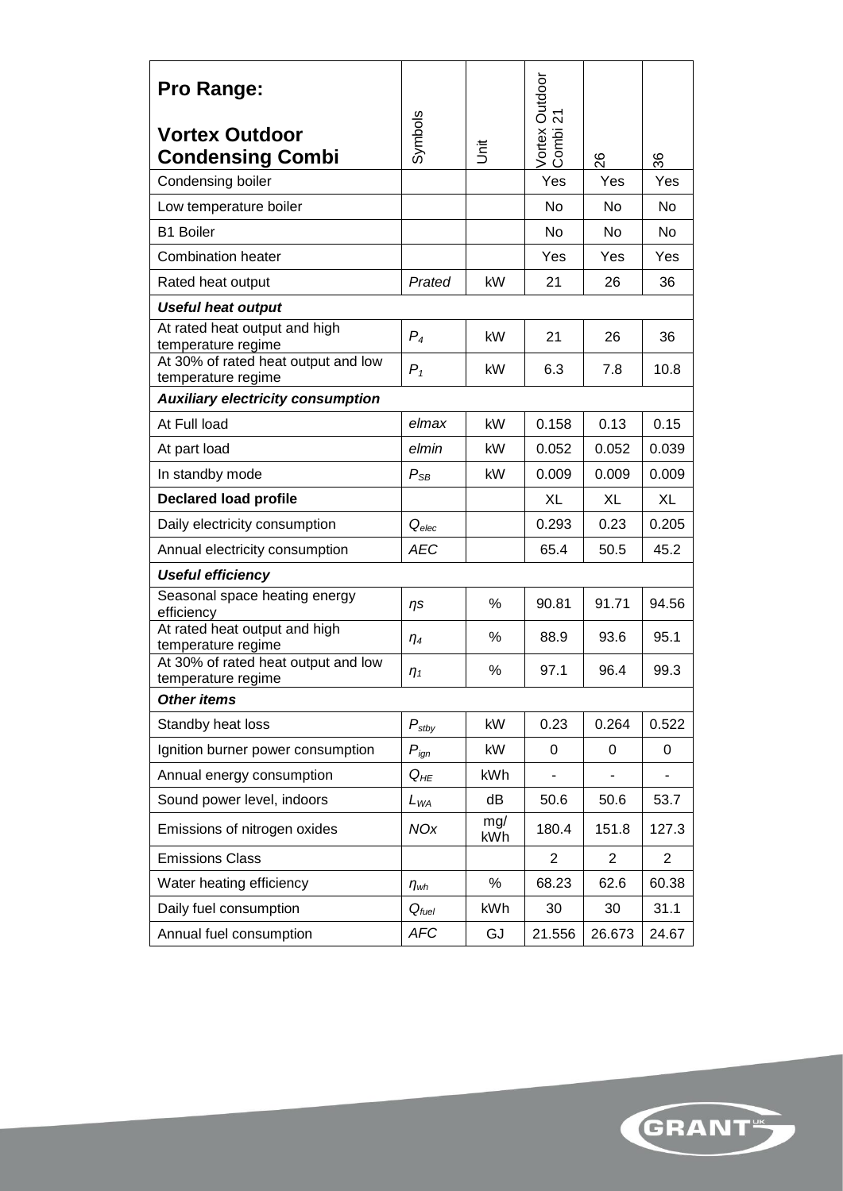| **Pro Range:** **Vortex Outdoor Condensing Combi** | Symbols | Unit | Vortex Outdoor Combi 21 | 26 | 36 |
|---|---|---|---|---|---|
| Condensing boiler | | | Yes | Yes | Yes |
| Low temperature boiler | | | No | No | No |
| B1 Boiler | | | No | No | No |
| Combination heater | | | Yes | Yes | Yes |
| Rated heat output | *Prated* | kW | 21 | 26 | 36 |
| ***Useful heat output*** | | | | | |
| At rated heat output and high temperature regime | $P_4$ | kW | 21 | 26 | 36 |
| At 30% of rated heat output and low temperature regime | $P_1$ | kW | 6.3 | 7.8 | 10.8 |
| ***Auxiliary electricity consumption*** | | | | | |
| At Full load | *elmax* | kW | 0.158 | 0.13 | 0.15 |
| At part load | *elmin* | kW | 0.052 | 0.052 | 0.039 |
| In standby mode | $P_{SB}$ | kW | 0.009 | 0.009 | 0.009 |
| **Declared load profile** | | | XL | XL | XL |
| Daily electricity consumption | $Q_{elec}$ | | 0.293 | 0.23 | 0.205 |
| Annual electricity consumption | *AEC* | | 65.4 | 50.5 | 45.2 |
| ***Useful efficiency*** | | | | | |
| Seasonal space heating energy efficiency | $\eta s$ | % | 90.81 | 91.71 | 94.56 |
| At rated heat output and high temperature regime | $\eta_4$ | % | 88.9 | 93.6 | 95.1 |
| At 30% of rated heat output and low temperature regime | $\eta_1$ | % | 97.1 | 96.4 | 99.3 |
| ***Other items*** | | | | | |
| Standby heat loss | $P_{stby}$ | kW | 0.23 | 0.264 | 0.522 |
| Ignition burner power consumption | $P_{ign}$ | kW | 0 | 0 | 0 |
| Annual energy consumption | $Q_{HE}$ | kWh | - | - | - |
| Sound power level, indoors | $L_{WA}$ | dB | 50.6 | 50.6 | 53.7 |
| Emissions of nitrogen oxides | *NOx* | mg/kWh | 180.4 | 151.8 | 127.3 |
| Emissions Class | | | 2 | 2 | 2 |
| Water heating efficiency | $\eta_{wh}$ | % | 68.23 | 62.6 | 60.38 |
| Daily fuel consumption | $Q_{fuel}$ | kWh | 30 | 30 | 31.1 |
| Annual fuel consumption | *AFC* | GJ | 21.556 | 26.673 | 24.67 |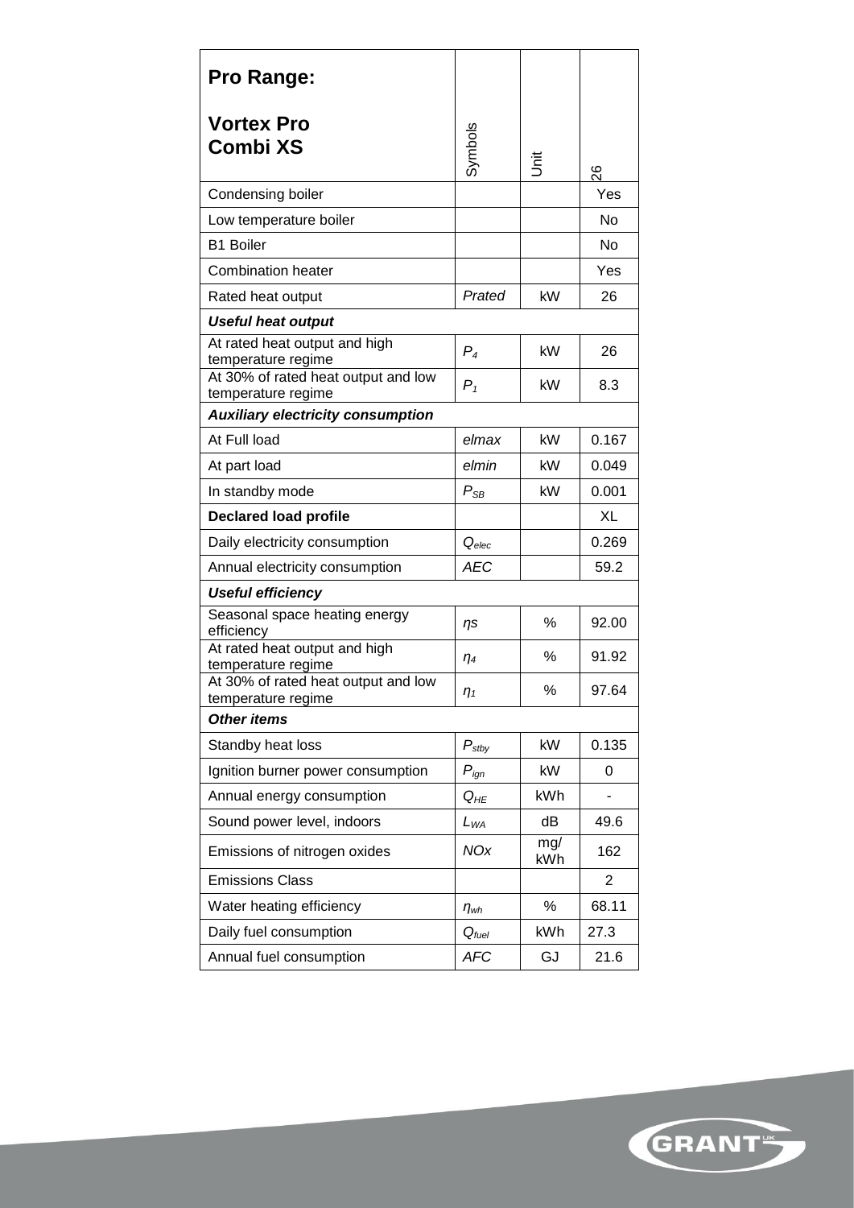| **Pro Range:**<br><br>**Vortex Pro Combi XS** | Symbols | Unit | 26 |
|---|---|---|---|
| Condensing boiler | | | Yes |
| Low temperature boiler | | | No |
| B1 Boiler | | | No |
| Combination heater | | | Yes |
| Rated heat output | *Prated* | kW | 26 |
| ***Useful heat output*** | | | |
| At rated heat output and high temperature regime | $P_4$ | kW | 26 |
| At 30% of rated heat output and low temperature regime | $P_1$ | kW | 8.3 |
| ***Auxiliary electricity consumption*** | | | |
| At Full load | *elmax* | kW | 0.167 |
| At part load | *elmin* | kW | 0.049 |
| In standby mode | $P_{SB}$ | kW | 0.001 |
| **Declared load profile** | | | XL |
| Daily electricity consumption | $Q_{elec}$ | | 0.269 |
| Annual electricity consumption | *AEC* | | 59.2 |
| ***Useful efficiency*** | | | |
| Seasonal space heating energy efficiency | $\eta s$ | % | 92.00 |
| At rated heat output and high temperature regime | $\eta_4$ | % | 91.92 |
| At 30% of rated heat output and low temperature regime | $\eta_1$ | % | 97.64 |
| ***Other items*** | | | |
| Standby heat loss | $P_{stby}$ | kW | 0.135 |
| Ignition burner power consumption | $P_{ign}$ | kW | 0 |
| Annual energy consumption | $Q_{HE}$ | kWh | - |
| Sound power level, indoors | $L_{WA}$ | dB | 49.6 |
| Emissions of nitrogen oxides | *NOx* | mg/kWh | 162 |
| Emissions Class | | | 2 |
| Water heating efficiency | $\eta_{wh}$ | % | 68.11 |
| Daily fuel consumption | $Q_{fuel}$ | kWh | 27.3 |
| Annual fuel consumption | *AFC* | GJ | 21.6 |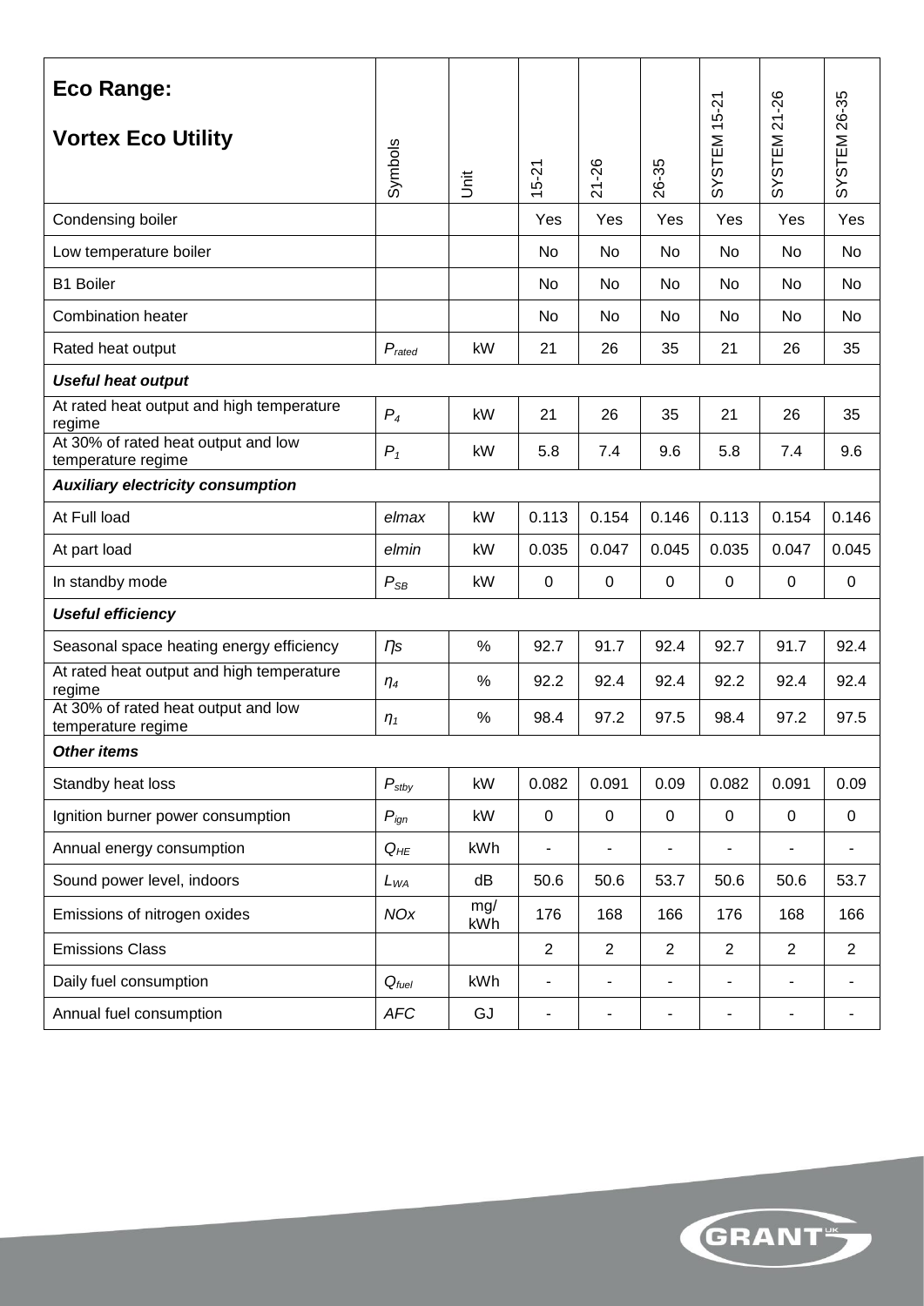| **Eco Range:**<br><br>**Vortex Eco Utility** | Symbols | Unit | 15-21 | 21-26 | 26-35 | SYSTEM 15-21 | SYSTEM 21-26 | SYSTEM 26-35 |
|---|---|---|---|---|---|---|---|---|
| Condensing boiler | | | Yes | Yes | Yes | Yes | Yes | Yes |
| Low temperature boiler | | | No | No | No | No | No | No |
| B1 Boiler | | | No | No | No | No | No | No |
| Combination heater | | | No | No | No | No | No | No |
| Rated heat output | $P_{rated}$ | kW | 21 | 26 | 35 | 21 | 26 | 35 |
| ***Useful heat output*** | | | | | | | | |
| At rated heat output and high temperature regime | $P_4$ | kW | 21 | 26 | 35 | 21 | 26 | 35 |
| At 30% of rated heat output and low temperature regime | $P_1$ | kW | 5.8 | 7.4 | 9.6 | 5.8 | 7.4 | 9.6 |
| ***Auxiliary electricity consumption*** | | | | | | | | |
| At Full load | *elmax* | kW | 0.113 | 0.154 | 0.146 | 0.113 | 0.154 | 0.146 |
| At part load | *elmin* | kW | 0.035 | 0.047 | 0.045 | 0.035 | 0.047 | 0.045 |
| In standby mode | $P_{SB}$ | kW | 0 | 0 | 0 | 0 | 0 | 0 |
| ***Useful efficiency*** | | | | | | | | |
| Seasonal space heating energy efficiency | $\eta s$ | % | 92.7 | 91.7 | 92.4 | 92.7 | 91.7 | 92.4 |
| At rated heat output and high temperature regime | $\eta_4$ | % | 92.2 | 92.4 | 92.4 | 92.2 | 92.4 | 92.4 |
| At 30% of rated heat output and low temperature regime | $\eta_1$ | % | 98.4 | 97.2 | 97.5 | 98.4 | 97.2 | 97.5 |
| ***Other items*** | | | | | | | | |
| Standby heat loss | $P_{stby}$ | kW | 0.082 | 0.091 | 0.09 | 0.082 | 0.091 | 0.09 |
| Ignition burner power consumption | $P_{ign}$ | kW | 0 | 0 | 0 | 0 | 0 | 0 |
| Annual energy consumption | $Q_{HE}$ | kWh | - | - | - | - | - | - |
| Sound power level, indoors | $L_{WA}$ | dB | 50.6 | 50.6 | 53.7 | 50.6 | 50.6 | 53.7 |
| Emissions of nitrogen oxides | *NOx* | mg/kWh | 176 | 168 | 166 | 176 | 168 | 166 |
| Emissions Class | | | 2 | 2 | 2 | 2 | 2 | 2 |
| Daily fuel consumption | $Q_{fuel}$ | kWh | - | - | - | - | - | - |
| Annual fuel consumption | *AFC* | GJ | - | - | - | - | - | - |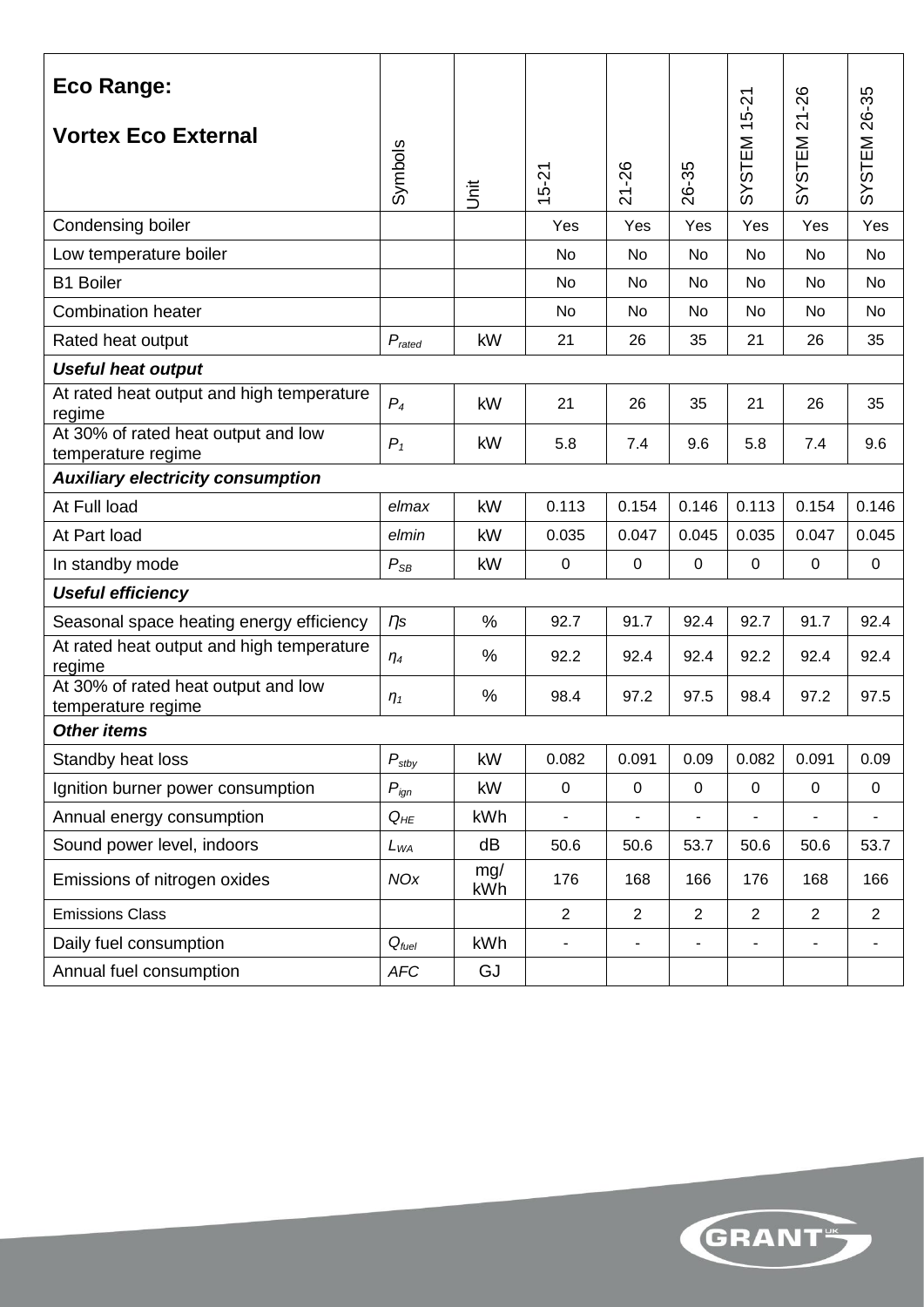| **Eco Range:** **Vortex Eco External** | Symbols | Unit | 15-21 | 21-26 | 26-35 | SYSTEM 15-21 | SYSTEM 21-26 | SYSTEM 26-35 |
|---|---|---|---|---|---|---|---|---|
| Condensing boiler | | | Yes | Yes | Yes | Yes | Yes | Yes |
| Low temperature boiler | | | No | No | No | No | No | No |
| B1 Boiler | | | No | No | No | No | No | No |
| Combination heater | | | No | No | No | No | No | No |
| Rated heat output | $P_{rated}$ | kW | 21 | 26 | 35 | 21 | 26 | 35 |
| ***Useful heat output*** | | | | | | | | |
| At rated heat output and high temperature regime | $P_4$ | kW | 21 | 26 | 35 | 21 | 26 | 35 |
| At 30% of rated heat output and low temperature regime | $P_1$ | kW | 5.8 | 7.4 | 9.6 | 5.8 | 7.4 | 9.6 |
| ***Auxiliary electricity consumption*** | | | | | | | | |
| At Full load | *elmax* | kW | 0.113 | 0.154 | 0.146 | 0.113 | 0.154 | 0.146 |
| At Part load | *elmin* | kW | 0.035 | 0.047 | 0.045 | 0.035 | 0.047 | 0.045 |
| In standby mode | $P_{SB}$ | kW | 0 | 0 | 0 | 0 | 0 | 0 |
| ***Useful efficiency*** | | | | | | | | |
| Seasonal space heating energy efficiency | $\eta s$ | % | 92.7 | 91.7 | 92.4 | 92.7 | 91.7 | 92.4 |
| At rated heat output and high temperature regime | $\eta_4$ | % | 92.2 | 92.4 | 92.4 | 92.2 | 92.4 | 92.4 |
| At 30% of rated heat output and low temperature regime | $\eta_1$ | % | 98.4 | 97.2 | 97.5 | 98.4 | 97.2 | 97.5 |
| ***Other items*** | | | | | | | | |
| Standby heat loss | $P_{stby}$ | kW | 0.082 | 0.091 | 0.09 | 0.082 | 0.091 | 0.09 |
| Ignition burner power consumption | $P_{ign}$ | kW | 0 | 0 | 0 | 0 | 0 | 0 |
| Annual energy consumption | $Q_{HE}$ | kWh | - | - | - | - | - | - |
| Sound power level, indoors | $L_{WA}$ | dB | 50.6 | 50.6 | 53.7 | 50.6 | 50.6 | 53.7 |
| Emissions of nitrogen oxides | *NOx* | mg/kWh | 176 | 168 | 166 | 176 | 168 | 166 |
| Emissions Class | | | 2 | 2 | 2 | 2 | 2 | 2 |
| Daily fuel consumption | $Q_{fuel}$ | kWh | - | - | - | - | - | - |
| Annual fuel consumption | *AFC* | GJ | | | | | | |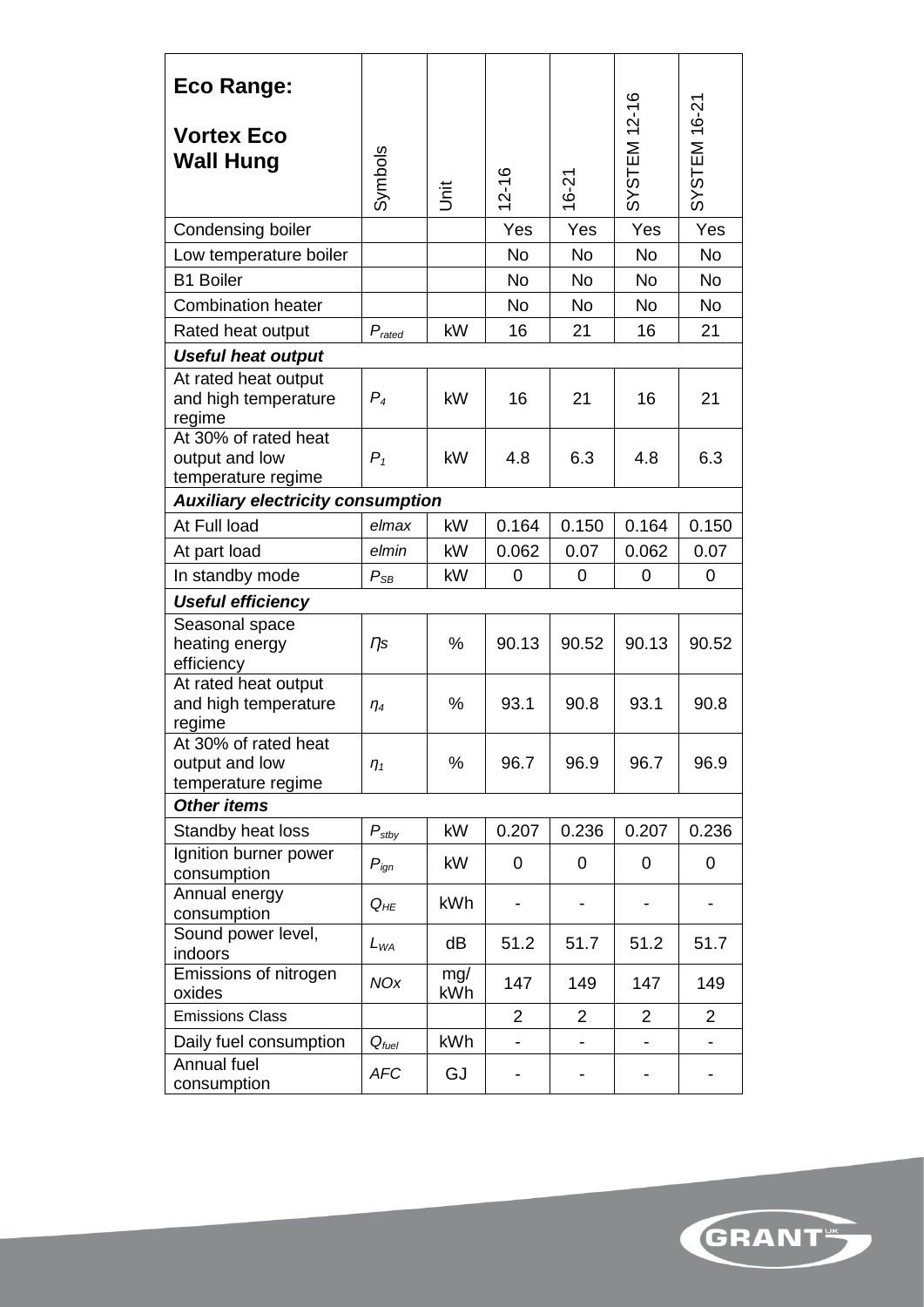| **Eco Range:** **Vortex Eco Wall Hung** | Symbols | Unit | 12-16 | 16-21 | SYSTEM 12-16 | SYSTEM 16-21 |
|---|---|---|---|---|---|---|
| Condensing boiler | | | Yes | Yes | Yes | Yes |
| Low temperature boiler | | | No | No | No | No |
| B1 Boiler | | | No | No | No | No |
| Combination heater | | | No | No | No | No |
| Rated heat output | $P_{rated}$ | kW | 16 | 21 | 16 | 21 |
| ***Useful heat output*** | | | | | | |
| At rated heat output and high temperature regime | $P_4$ | kW | 16 | 21 | 16 | 21 |
| At 30% of rated heat output and low temperature regime | $P_1$ | kW | 4.8 | 6.3 | 4.8 | 6.3 |
| ***Auxiliary electricity consumption*** | | | | | | |
| At Full load | *elmax* | kW | 0.164 | 0.150 | 0.164 | 0.150 |
| At part load | *elmin* | kW | 0.062 | 0.07 | 0.062 | 0.07 |
| In standby mode | $P_{SB}$ | kW | 0 | 0 | 0 | 0 |
| ***Useful efficiency*** | | | | | | |
| Seasonal space heating energy efficiency | $\eta s$ | % | 90.13 | 90.52 | 90.13 | 90.52 |
| At rated heat output and high temperature regime | $\eta_4$ | % | 93.1 | 90.8 | 93.1 | 90.8 |
| At 30% of rated heat output and low temperature regime | $\eta_1$ | % | 96.7 | 96.9 | 96.7 | 96.9 |
| ***Other items*** | | | | | | |
| Standby heat loss | $P_{stby}$ | kW | 0.207 | 0.236 | 0.207 | 0.236 |
| Ignition burner power consumption | $P_{ign}$ | kW | 0 | 0 | 0 | 0 |
| Annual energy consumption | $Q_{HE}$ | kWh | - | - | - | - |
| Sound power level, indoors | $L_{WA}$ | dB | 51.2 | 51.7 | 51.2 | 51.7 |
| Emissions of nitrogen oxides | *NOx* | mg/kWh | 147 | 149 | 147 | 149 |
| Emissions Class | | | 2 | 2 | 2 | 2 |
| Daily fuel consumption | $Q_{fuel}$ | kWh | - | - | - | - |
| Annual fuel consumption | *AFC* | GJ | - | - | - | - |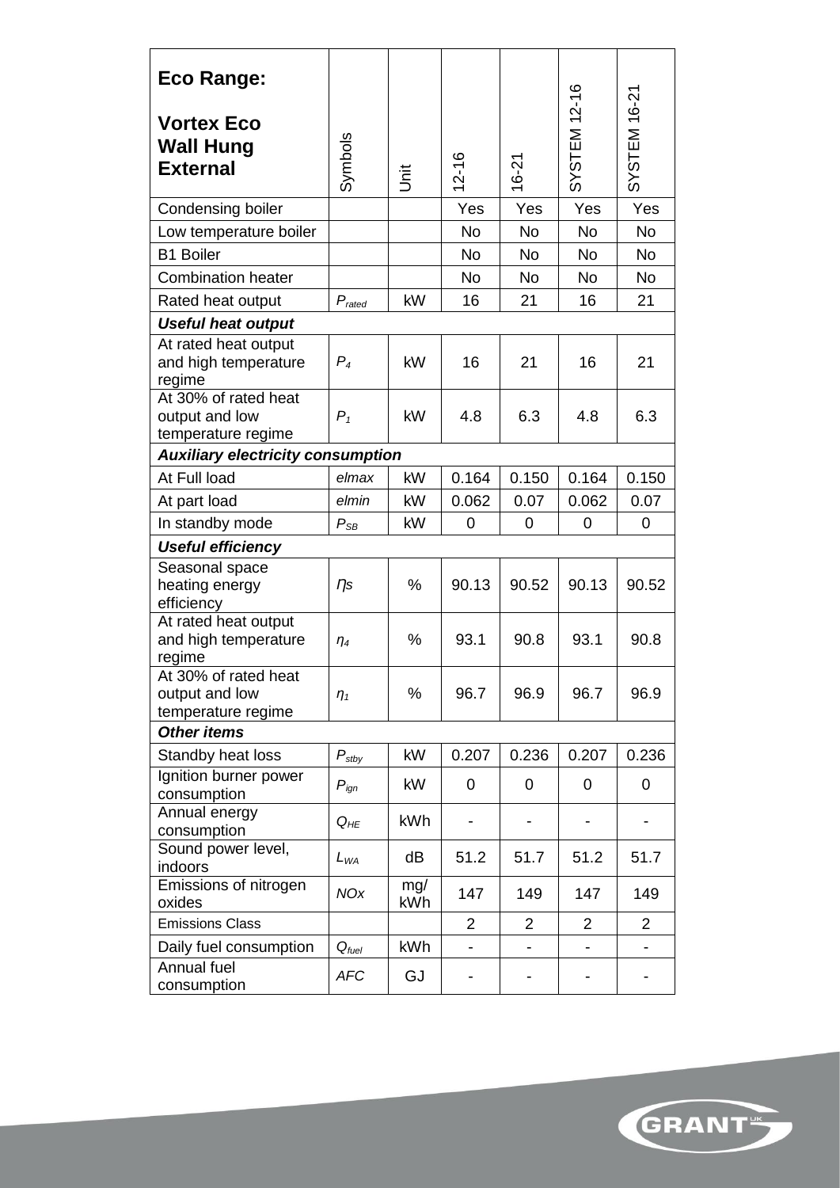| **Eco Range:**<br><br>**Vortex Eco Wall Hung External** | Symbols | Unit | 12-16 | 16-21 | SYSTEM 12-16 | SYSTEM 16-21 |
|---|---|---|---|---|---|---|
| Condensing boiler | | | Yes | Yes | Yes | Yes |
| Low temperature boiler | | | No | No | No | No |
| B1 Boiler | | | No | No | No | No |
| Combination heater | | | No | No | No | No |
| Rated heat output | $P_{rated}$ | kW | 16 | 21 | 16 | 21 |
| ***Useful heat output*** | | | | | | |
| At rated heat output and high temperature regime | $P_4$ | kW | 16 | 21 | 16 | 21 |
| At 30% of rated heat output and low temperature regime | $P_1$ | kW | 4.8 | 6.3 | 4.8 | 6.3 |
| ***Auxiliary electricity consumption*** | | | | | | |
| At Full load | *elmax* | kW | 0.164 | 0.150 | 0.164 | 0.150 |
| At part load | *elmin* | kW | 0.062 | 0.07 | 0.062 | 0.07 |
| In standby mode | $P_{SB}$ | kW | 0 | 0 | 0 | 0 |
| ***Useful efficiency*** | | | | | | |
| Seasonal space heating energy efficiency | $\eta s$ | % | 90.13 | 90.52 | 90.13 | 90.52 |
| At rated heat output and high temperature regime | $\eta_4$ | % | 93.1 | 90.8 | 93.1 | 90.8 |
| At 30% of rated heat output and low temperature regime | $\eta_1$ | % | 96.7 | 96.9 | 96.7 | 96.9 |
| ***Other items*** | | | | | | |
| Standby heat loss | $P_{stby}$ | kW | 0.207 | 0.236 | 0.207 | 0.236 |
| Ignition burner power consumption | $P_{ign}$ | kW | 0 | 0 | 0 | 0 |
| Annual energy consumption | $Q_{HE}$ | kWh | - | - | - | - |
| Sound power level, indoors | $L_{WA}$ | dB | 51.2 | 51.7 | 51.2 | 51.7 |
| Emissions of nitrogen oxides | *NOx* | mg/kWh | 147 | 149 | 147 | 149 |
| Emissions Class | | | 2 | 2 | 2 | 2 |
| Daily fuel consumption | $Q_{fuel}$ | kWh | - | - | - | - |
| Annual fuel consumption | *AFC* | GJ | - | - | - | - |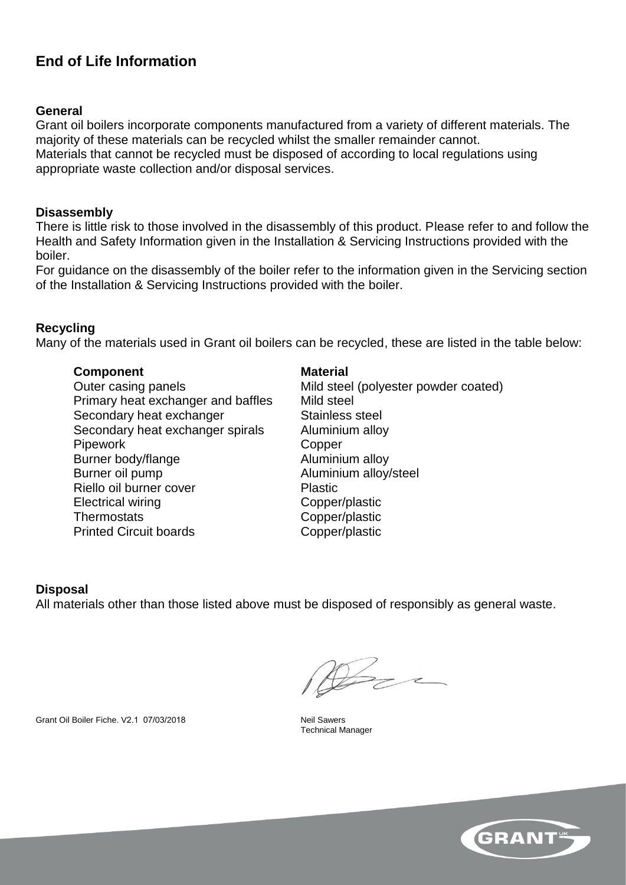## End of Life Information

### General

Grant oil boilers incorporate components manufactured from a variety of different materials. The majority of these materials can be recycled whilst the smaller remainder cannot.
Materials that cannot be recycled must be disposed of according to local regulations using appropriate waste collection and/or disposal services.

### Disassembly

There is little risk to those involved in the disassembly of this product. Please refer to and follow the Health and Safety Information given in the Installation & Servicing Instructions provided with the boiler.
For guidance on the disassembly of the boiler refer to the information given in the Servicing section of the Installation & Servicing Instructions provided with the boiler.

### Recycling

Many of the materials used in Grant oil boilers can be recycled, these are listed in the table below:

| Component | Material |
|---|---|
| Outer casing panels | Mild steel (polyester powder coated) |
| Primary heat exchanger and baffles | Mild steel |
| Secondary heat exchanger | Stainless steel |
| Secondary heat exchanger spirals | Aluminium alloy |
| Pipework | Copper |
| Burner body/flange | Aluminium alloy |
| Burner oil pump | Aluminium alloy/steel |
| Riello oil burner cover | Plastic |
| Electrical wiring | Copper/plastic |
| Thermostats | Copper/plastic |
| Printed Circuit boards | Copper/plastic |

### Disposal

All materials other than those listed above must be disposed of responsibly as general waste.

Grant Oil Boiler Fiche. V2.1 07/03/2018

Neil Sawers
Technical Manager